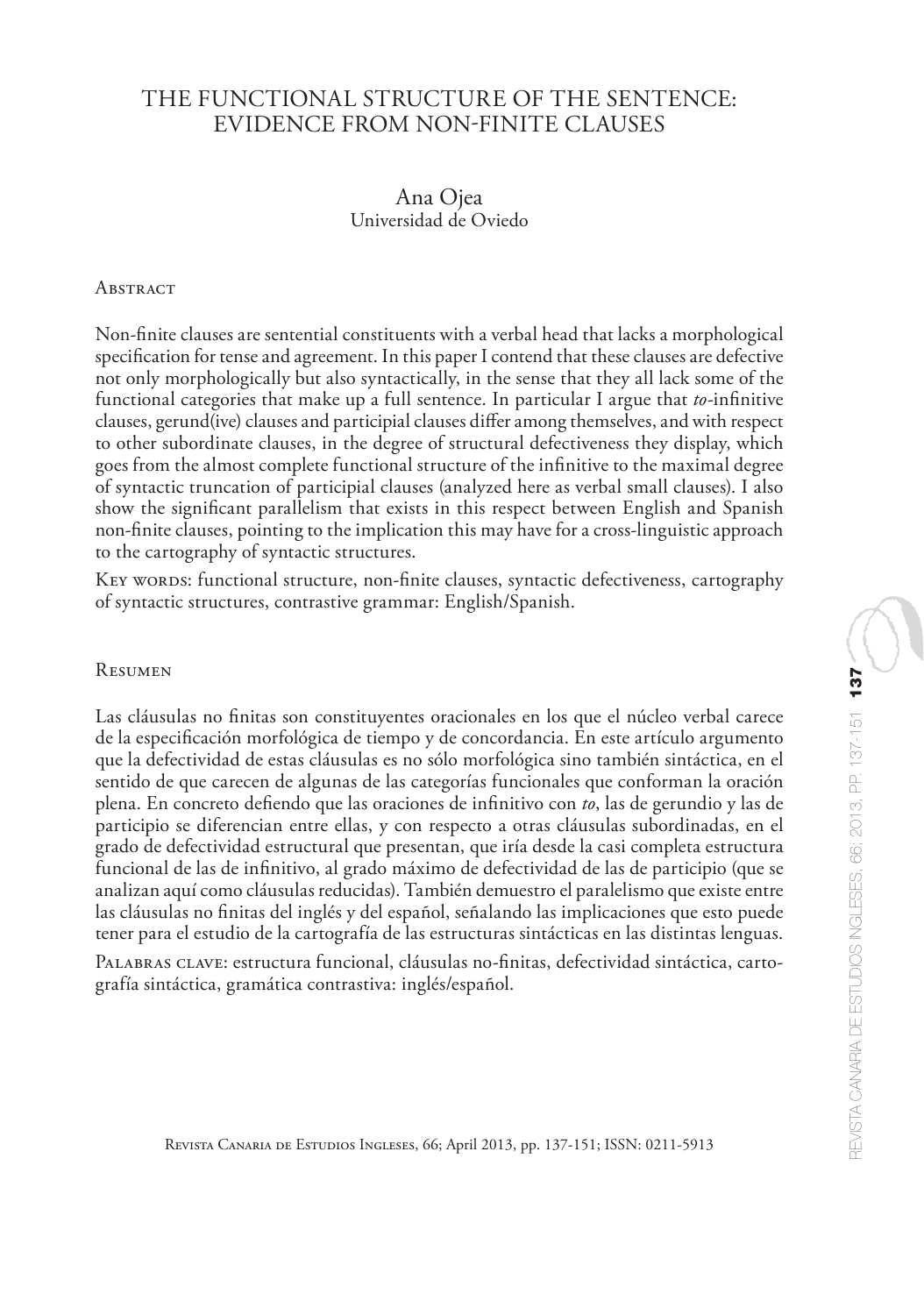# THE FUNCTIONAL STRUCTURE OF THE SENTENCE: EVIDENCE FROM NON-FINITE CLAUSES

Ana Ojea
Universidad de Oviedo

## Abstract

Non-finite clauses are sentential constituents with a verbal head that lacks a morphological specification for tense and agreement. In this paper I contend that these clauses are defective not only morphologically but also syntactically, in the sense that they all lack some of the functional categories that make up a full sentence. In particular I argue that *to*-infinitive clauses, gerund(ive) clauses and participial clauses differ among themselves, and with respect to other subordinate clauses, in the degree of structural defectiveness they display, which goes from the almost complete functional structure of the infinitive to the maximal degree of syntactic truncation of participial clauses (analyzed here as verbal small clauses). I also show the significant parallelism that exists in this respect between English and Spanish non-finite clauses, pointing to the implication this may have for a cross-linguistic approach to the cartography of syntactic structures.

Key words: functional structure, non-finite clauses, syntactic defectiveness, cartography of syntactic structures, contrastive grammar: English/Spanish.

## Resumen

Las cláusulas no finitas son constituyentes oracionales en los que el núcleo verbal carece de la especificación morfológica de tiempo y de concordancia. En este artículo argumento que la defectividad de estas cláusulas es no sólo morfológica sino también sintáctica, en el sentido de que carecen de algunas de las categorías funcionales que conforman la oración plena. En concreto defiendo que las oraciones de infinitivo con *to*, las de gerundio y las de participio se diferencian entre ellas, y con respecto a otras cláusulas subordinadas, en el grado de defectividad estructural que presentan, que iría desde la casi completa estructura funcional de las de infinitivo, al grado máximo de defectividad de las de participio (que se analizan aquí como cláusulas reducidas). También demuestro el paralelismo que existe entre las cláusulas no finitas del inglés y del español, señalando las implicaciones que esto puede tener para el estudio de la cartografía de las estructuras sintácticas en las distintas lenguas.

Palabras clave: estructura funcional, cláusulas no-finitas, defectividad sintáctica, cartografía sintáctica, gramática contrastiva: inglés/español.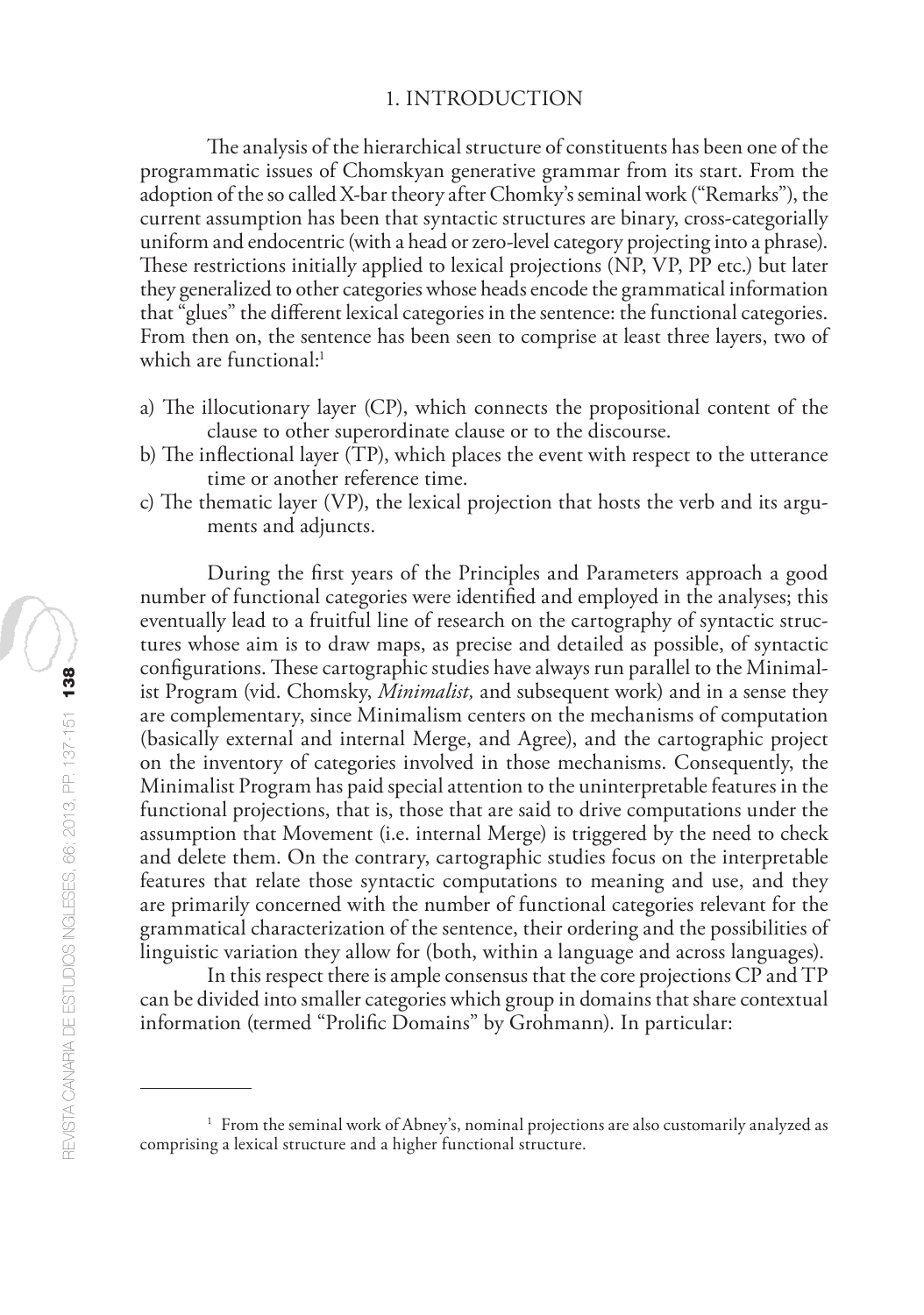## 1. INTRODUCTION

The analysis of the hierarchical structure of constituents has been one of the programmatic issues of Chomskyan generative grammar from its start. From the adoption of the so called X-bar theory after Chomky's seminal work ("Remarks"), the current assumption has been that syntactic structures are binary, cross-categorially uniform and endocentric (with a head or zero-level category projecting into a phrase). These restrictions initially applied to lexical projections (NP, VP, PP etc.) but later they generalized to other categories whose heads encode the grammatical information that "glues" the different lexical categories in the sentence: the functional categories. From then on, the sentence has been seen to comprise at least three layers, two of which are functional:[1]

a) The illocutionary layer (CP), which connects the propositional content of the clause to other superordinate clause or to the discourse.
b) The inflectional layer (TP), which places the event with respect to the utterance time or another reference time.
c) The thematic layer (VP), the lexical projection that hosts the verb and its arguments and adjuncts.

During the first years of the Principles and Parameters approach a good number of functional categories were identified and employed in the analyses; this eventually lead to a fruitful line of research on the cartography of syntactic structures whose aim is to draw maps, as precise and detailed as possible, of syntactic configurations. These cartographic studies have always run parallel to the Minimalist Program (vid. Chomsky, *Minimalist,* and subsequent work) and in a sense they are complementary, since Minimalism centers on the mechanisms of computation (basically external and internal Merge, and Agree), and the cartographic project on the inventory of categories involved in those mechanisms. Consequently, the Minimalist Program has paid special attention to the uninterpretable features in the functional projections, that is, those that are said to drive computations under the assumption that Movement (i.e. internal Merge) is triggered by the need to check and delete them. On the contrary, cartographic studies focus on the interpretable features that relate those syntactic computations to meaning and use, and they are primarily concerned with the number of functional categories relevant for the grammatical characterization of the sentence, their ordering and the possibilities of linguistic variation they allow for (both, within a language and across languages).

In this respect there is ample consensus that the core projections CP and TP can be divided into smaller categories which group in domains that share contextual information (termed "Prolific Domains" by Grohmann). In particular:

---

[1] From the seminal work of Abney's, nominal projections are also customarily analyzed as comprising a lexical structure and a higher functional structure.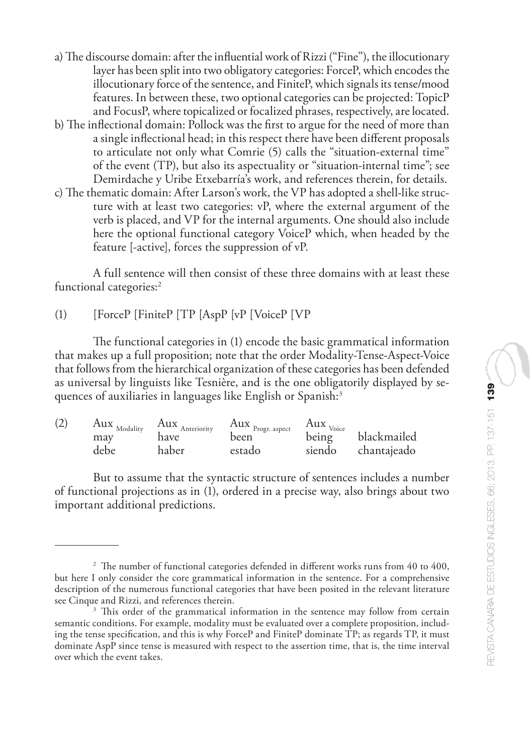a) The discourse domain: after the influential work of Rizzi ("Fine"), the illocutionary layer has been split into two obligatory categories: ForceP, which encodes the illocutionary force of the sentence, and FiniteP, which signals its tense/mood features. In between these, two optional categories can be projected: TopicP and FocusP, where topicalized or focalized phrases, respectively, are located.

b) The inflectional domain: Pollock was the first to argue for the need of more than a single inflectional head; in this respect there have been different proposals to articulate not only what Comrie (5) calls the "situation-external time" of the event (TP), but also its aspectuality or "situation-internal time"; see Demirdache y Uribe Etxebarría's work, and references therein, for details.

c) The thematic domain: After Larson's work, the VP has adopted a shell-like structure with at least two categories: vP, where the external argument of the verb is placed, and VP for the internal arguments. One should also include here the optional functional category VoiceP which, when headed by the feature [-active], forces the suppression of vP.

A full sentence will then consist of these three domains with at least these functional categories:[2]

(1) [ForceP [FiniteP [TP [AspP [vP [VoiceP [VP

The functional categories in (1) encode the basic grammatical information that makes up a full proposition; note that the order Modality-Tense-Aspect-Voice that follows from the hierarchical organization of these categories has been defended as universal by linguists like Tesnière, and is the one obligatorily displayed by sequences of auxiliaries in languages like English or Spanish:[3]

| (2) | $\text{Aux}_{\text{Modality}}$ | $\text{Aux}_{\text{Anteriority}}$ | $\text{Aux}_{\text{Progr. aspect}}$ | $\text{Aux}_{\text{Voice}}$ | |
|---|---|---|---|---|---|
| | may | have | been | being | blackmailed |
| | debe | haber | estado | siendo | chantajeado |

But to assume that the syntactic structure of sentences includes a number of functional projections as in (1), ordered in a precise way, also brings about two important additional predictions.

---

[2] The number of functional categories defended in different works runs from 40 to 400, but here I only consider the core grammatical information in the sentence. For a comprehensive description of the numerous functional categories that have been posited in the relevant literature see Cinque and Rizzi, and references therein.

[3] This order of the grammatical information in the sentence may follow from certain semantic conditions. For example, modality must be evaluated over a complete proposition, including the tense specification, and this is why ForceP and FiniteP dominate TP; as regards TP, it must dominate AspP since tense is measured with respect to the assertion time, that is, the time interval over which the event takes.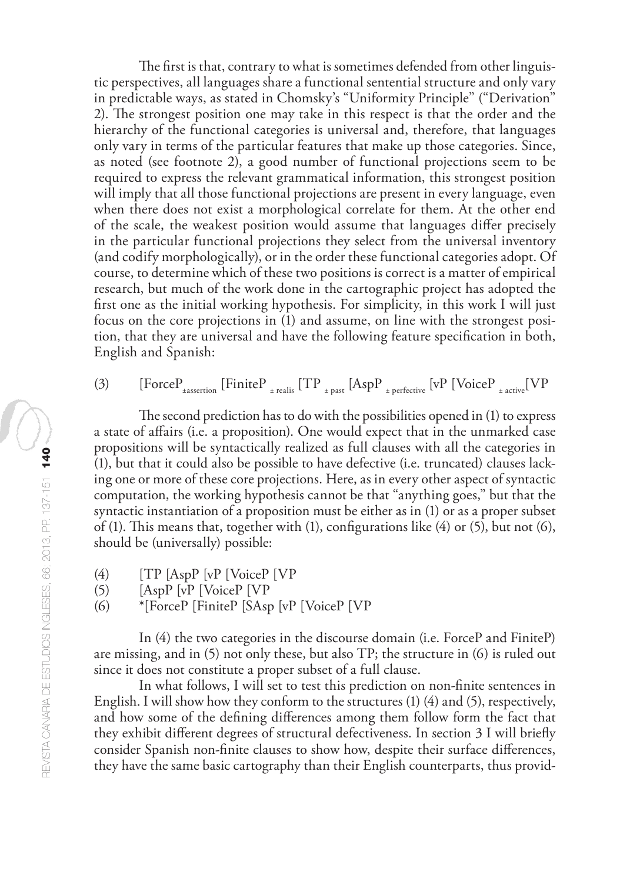The first is that, contrary to what is sometimes defended from other linguistic perspectives, all languages share a functional sentential structure and only vary in predictable ways, as stated in Chomsky's "Uniformity Principle" ("Derivation" 2). The strongest position one may take in this respect is that the order and the hierarchy of the functional categories is universal and, therefore, that languages only vary in terms of the particular features that make up those categories. Since, as noted (see footnote 2), a good number of functional projections seem to be required to express the relevant grammatical information, this strongest position will imply that all those functional projections are present in every language, even when there does not exist a morphological correlate for them. At the other end of the scale, the weakest position would assume that languages differ precisely in the particular functional projections they select from the universal inventory (and codify morphologically), or in the order these functional categories adopt. Of course, to determine which of these two positions is correct is a matter of empirical research, but much of the work done in the cartographic project has adopted the first one as the initial working hypothesis. For simplicity, in this work I will just focus on the core projections in (1) and assume, on line with the strongest position, that they are universal and have the following feature specification in both, English and Spanish:

(3) [ForceP$_{\pm assertion}$ [FiniteP $_{\pm realis}$ [TP $_{\pm past}$ [AspP $_{\pm perfective}$ [vP [VoiceP $_{\pm active}$[VP

The second prediction has to do with the possibilities opened in (1) to express a state of affairs (i.e. a proposition). One would expect that in the unmarked case propositions will be syntactically realized as full clauses with all the categories in (1), but that it could also be possible to have defective (i.e. truncated) clauses lacking one or more of these core projections. Here, as in every other aspect of syntactic computation, the working hypothesis cannot be that "anything goes," but that the syntactic instantiation of a proposition must be either as in (1) or as a proper subset of (1). This means that, together with (1), configurations like (4) or (5), but not (6), should be (universally) possible:

(4) [TP [AspP [vP [VoiceP [VP

(5) [AspP [vP [VoiceP [VP

(6) *[ForceP [FiniteP [SAsp [vP [VoiceP [VP

In (4) the two categories in the discourse domain (i.e. ForceP and FiniteP) are missing, and in (5) not only these, but also TP; the structure in (6) is ruled out since it does not constitute a proper subset of a full clause.

In what follows, I will set to test this prediction on non-finite sentences in English. I will show how they conform to the structures (1) (4) and (5), respectively, and how some of the defining differences among them follow form the fact that they exhibit different degrees of structural defectiveness. In section 3 I will briefly consider Spanish non-finite clauses to show how, despite their surface differences, they have the same basic cartography than their English counterparts, thus provid-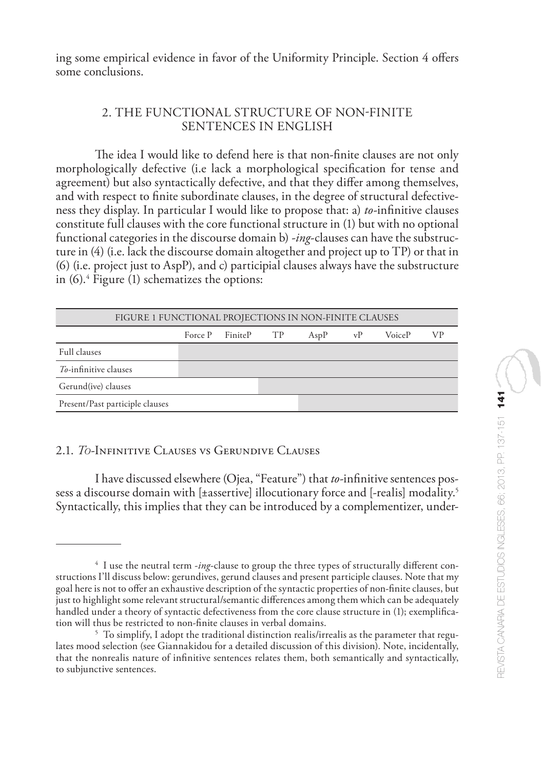ing some empirical evidence in favor of the Uniformity Principle. Section 4 offers some conclusions.

## 2. THE FUNCTIONAL STRUCTURE OF NON-FINITE SENTENCES IN ENGLISH

The idea I would like to defend here is that non-finite clauses are not only morphologically defective (i.e lack a morphological specification for tense and agreement) but also syntactically defective, and that they differ among themselves, and with respect to finite subordinate clauses, in the degree of structural defectiveness they display. In particular I would like to propose that: a) *to*-infinitive clauses constitute full clauses with the core functional structure in (1) but with no optional functional categories in the discourse domain b) *-ing*-clauses can have the substructure in (4) (i.e. lack the discourse domain altogether and project up to TP) or that in (6) (i.e. project just to AspP), and c) participial clauses always have the substructure in (6).[4] Figure (1) schematizes the options:

FIGURE 1 FUNCTIONAL PROJECTIONS IN NON-FINITE CLAUSES

| | Force P | FiniteP | TP | AspP | vP | VoiceP | VP |
|---|---|---|---|---|---|---|---|
| Full clauses | ■ | ■ | ■ | ■ | ■ | ■ | ■ |
| *To*-infinitive clauses | ■ | ■ | ■ | ■ | ■ | ■ | ■ |
| Gerund(ive) clauses | | | ■ | ■ | ■ | ■ | ■ |
| Present/Past participle clauses | | | | ■ | ■ | ■ | ■ |

### 2.1. *To*-Infinitive Clauses vs Gerundive Clauses

I have discussed elsewhere (Ojea, "Feature") that *to*-infinitive sentences possess a discourse domain with [±assertive] illocutionary force and [-realis] modality.[5] Syntactically, this implies that they can be introduced by a complementizer, under-

---

[4] I use the neutral term *-ing*-clause to group the three types of structurally different constructions I'll discuss below: gerundives, gerund clauses and present participle clauses. Note that my goal here is not to offer an exhaustive description of the syntactic properties of non-finite clauses, but just to highlight some relevant structural/semantic differences among them which can be adequately handled under a theory of syntactic defectiveness from the core clause structure in (1); exemplification will thus be restricted to non-finite clauses in verbal domains.

[5] To simplify, I adopt the traditional distinction realis/irrealis as the parameter that regulates mood selection (see Giannakidou for a detailed discussion of this division). Note, incidentally, that the nonrealis nature of infinitive sentences relates them, both semantically and syntactically, to subjunctive sentences.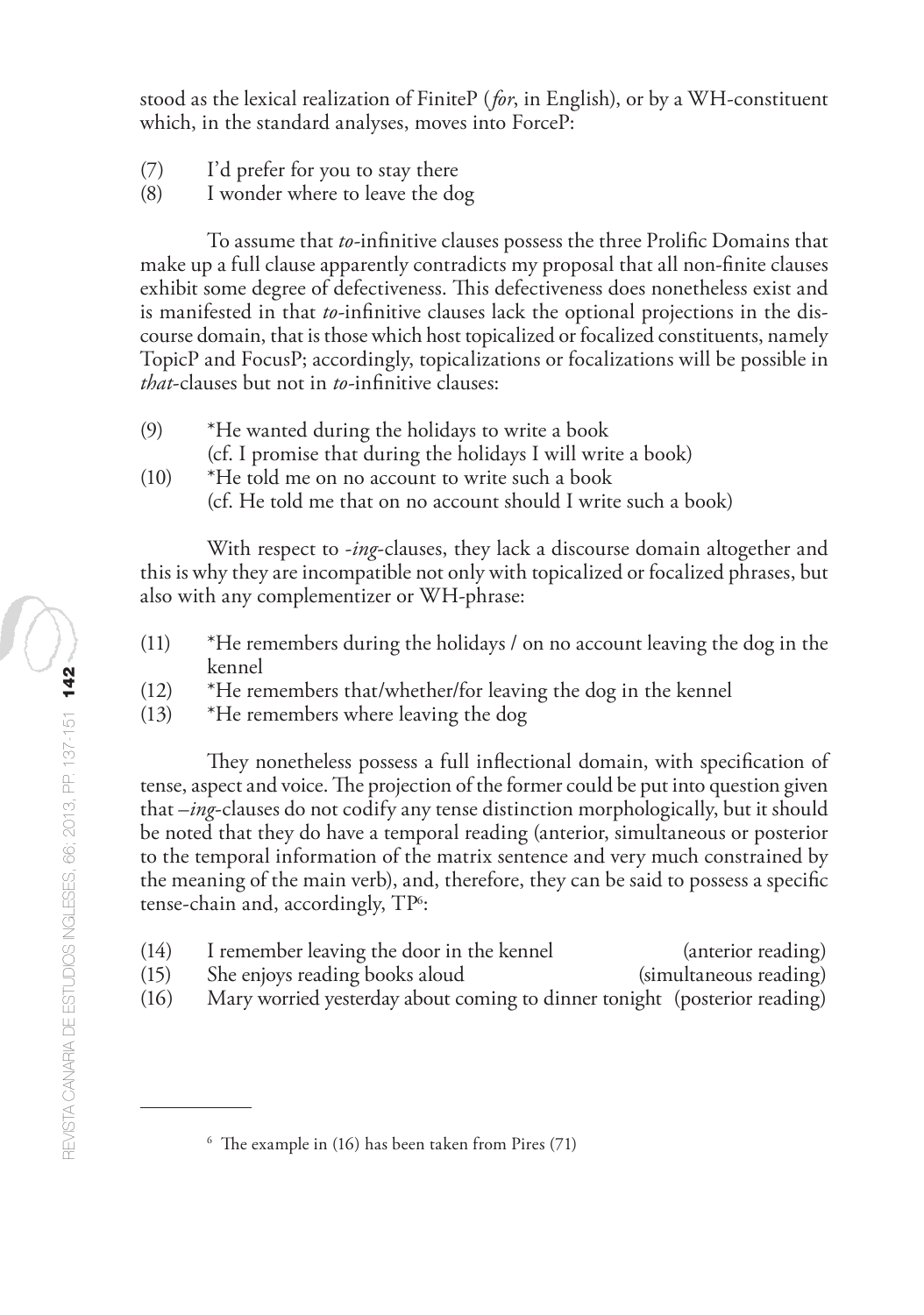stood as the lexical realization of FiniteP (*for*, in English), or by a WH-constituent which, in the standard analyses, moves into ForceP:

(7) I'd prefer for you to stay there
(8) I wonder where to leave the dog

To assume that *to*-infinitive clauses possess the three Prolific Domains that make up a full clause apparently contradicts my proposal that all non-finite clauses exhibit some degree of defectiveness. This defectiveness does nonetheless exist and is manifested in that *to*-infinitive clauses lack the optional projections in the discourse domain, that is those which host topicalized or focalized constituents, namely TopicP and FocusP; accordingly, topicalizations or focalizations will be possible in *that*-clauses but not in *to*-infinitive clauses:

(9) *He wanted during the holidays to write a book
(cf. I promise that during the holidays I will write a book)
(10) *He told me on no account to write such a book
(cf. He told me that on no account should I write such a book)

With respect to *-ing*-clauses, they lack a discourse domain altogether and this is why they are incompatible not only with topicalized or focalized phrases, but also with any complementizer or WH-phrase:

(11) *He remembers during the holidays / on no account leaving the dog in the kennel
(12) *He remembers that/whether/for leaving the dog in the kennel
(13) *He remembers where leaving the dog

They nonetheless possess a full inflectional domain, with specification of tense, aspect and voice. The projection of the former could be put into question given that *–ing*-clauses do not codify any tense distinction morphologically, but it should be noted that they do have a temporal reading (anterior, simultaneous or posterior to the temporal information of the matrix sentence and very much constrained by the meaning of the main verb), and, therefore, they can be said to possess a specific tense-chain and, accordingly, TP[6]:

(14) I remember leaving the door in the kennel (anterior reading)
(15) She enjoys reading books aloud (simultaneous reading)
(16) Mary worried yesterday about coming to dinner tonight (posterior reading)

---

[6] The example in (16) has been taken from Pires (71)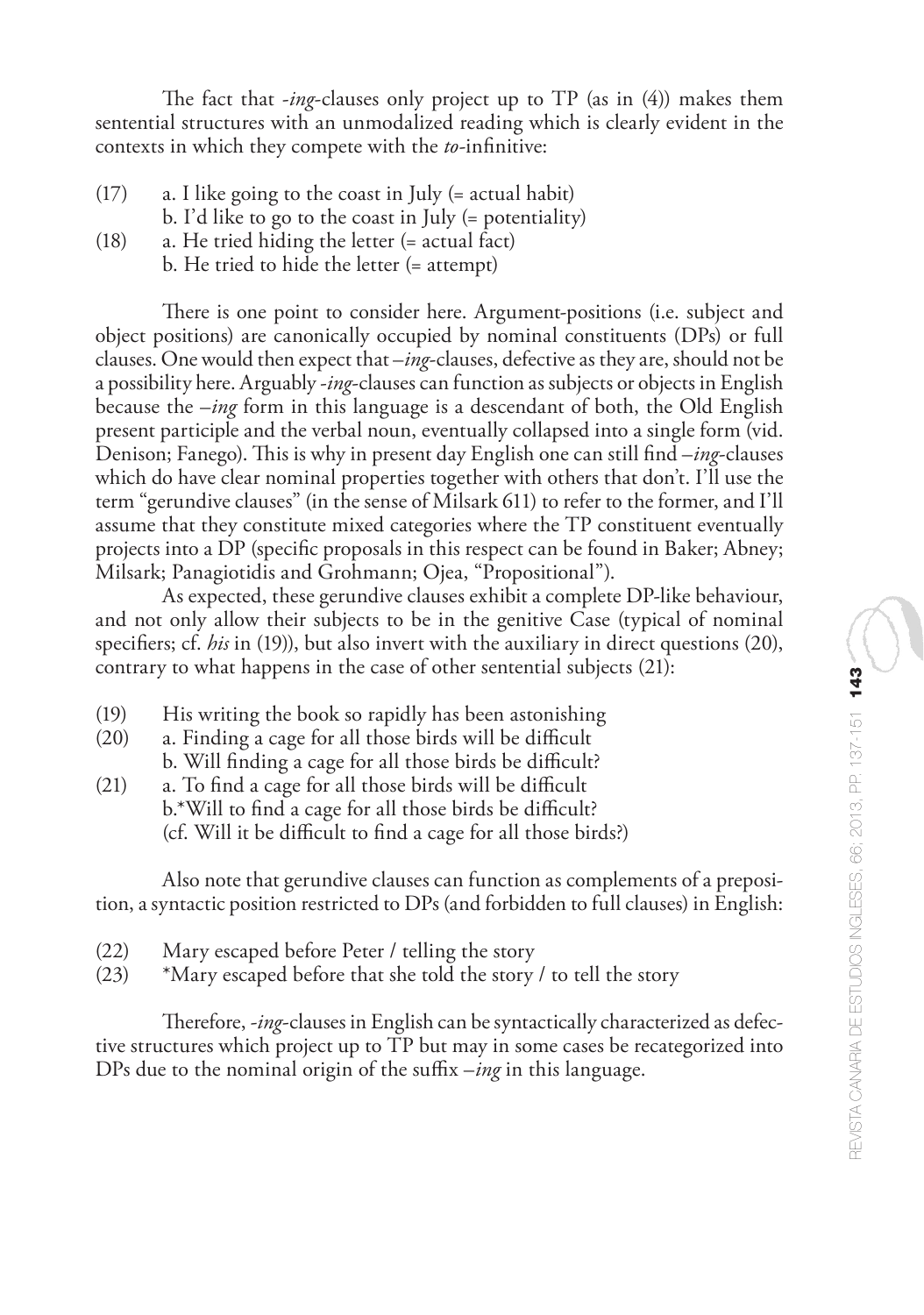The fact that *-ing*-clauses only project up to TP (as in (4)) makes them sentential structures with an unmodalized reading which is clearly evident in the contexts in which they compete with the *to*-infinitive:

(17) a. I like going to the coast in July (= actual habit)
     b. I'd like to go to the coast in July (= potentiality)
(18) a. He tried hiding the letter (= actual fact)
     b. He tried to hide the letter (= attempt)

There is one point to consider here. Argument-positions (i.e. subject and object positions) are canonically occupied by nominal constituents (DPs) or full clauses. One would then expect that *–ing*-clauses, defective as they are, should not be a possibility here. Arguably *-ing*-clauses can function as subjects or objects in English because the *–ing* form in this language is a descendant of both, the Old English present participle and the verbal noun, eventually collapsed into a single form (vid. Denison; Fanego). This is why in present day English one can still find *–ing*-clauses which do have clear nominal properties together with others that don't. I'll use the term "gerundive clauses" (in the sense of Milsark 611) to refer to the former, and I'll assume that they constitute mixed categories where the TP constituent eventually projects into a DP (specific proposals in this respect can be found in Baker; Abney; Milsark; Panagiotidis and Grohmann; Ojea, "Propositional").

As expected, these gerundive clauses exhibit a complete DP-like behaviour, and not only allow their subjects to be in the genitive Case (typical of nominal specifiers; cf. *his* in (19)), but also invert with the auxiliary in direct questions (20), contrary to what happens in the case of other sentential subjects (21):

(19) His writing the book so rapidly has been astonishing
(20) a. Finding a cage for all those birds will be difficult
     b. Will finding a cage for all those birds be difficult?
(21) a. To find a cage for all those birds will be difficult
     b.*Will to find a cage for all those birds be difficult?
     (cf. Will it be difficult to find a cage for all those birds?)

Also note that gerundive clauses can function as complements of a preposition, a syntactic position restricted to DPs (and forbidden to full clauses) in English:

(22) Mary escaped before Peter / telling the story
(23) *Mary escaped before that she told the story / to tell the story

Therefore, *-ing*-clauses in English can be syntactically characterized as defective structures which project up to TP but may in some cases be recategorized into DPs due to the nominal origin of the suffix *–ing* in this language.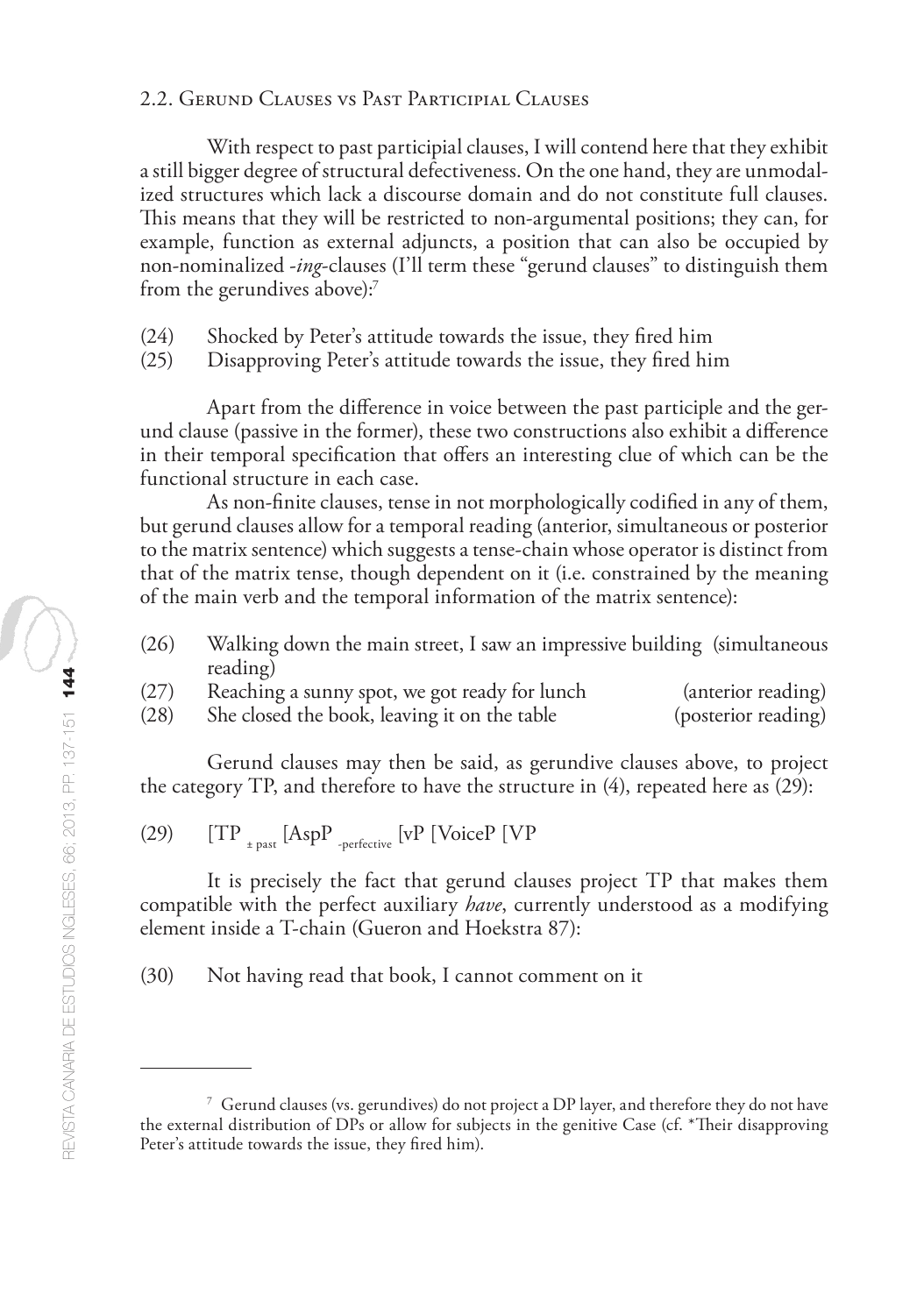### 2.2. Gerund Clauses vs Past Participial Clauses

With respect to past participial clauses, I will contend here that they exhibit a still bigger degree of structural defectiveness. On the one hand, they are unmodalized structures which lack a discourse domain and do not constitute full clauses. This means that they will be restricted to non-argumental positions; they can, for example, function as external adjuncts, a position that can also be occupied by non-nominalized *-ing*-clauses (I'll term these "gerund clauses" to distinguish them from the gerundives above):[7]

(24) Shocked by Peter's attitude towards the issue, they fired him

(25) Disapproving Peter's attitude towards the issue, they fired him

Apart from the difference in voice between the past participle and the gerund clause (passive in the former), these two constructions also exhibit a difference in their temporal specification that offers an interesting clue of which can be the functional structure in each case.

As non-finite clauses, tense in not morphologically codified in any of them, but gerund clauses allow for a temporal reading (anterior, simultaneous or posterior to the matrix sentence) which suggests a tense-chain whose operator is distinct from that of the matrix tense, though dependent on it (i.e. constrained by the meaning of the main verb and the temporal information of the matrix sentence):

(26) Walking down the main street, I saw an impressive building (simultaneous reading)

(27) Reaching a sunny spot, we got ready for lunch (anterior reading)

(28) She closed the book, leaving it on the table (posterior reading)

Gerund clauses may then be said, as gerundive clauses above, to project the category TP, and therefore to have the structure in (4), repeated here as (29):

(29) [TP $_{\pm \text{past}}$ [AspP $_{\text{-perfective}}$ [vP [VoiceP [VP

It is precisely the fact that gerund clauses project TP that makes them compatible with the perfect auxiliary *have*, currently understood as a modifying element inside a T-chain (Gueron and Hoekstra 87):

(30) Not having read that book, I cannot comment on it

---

[7] Gerund clauses (vs. gerundives) do not project a DP layer, and therefore they do not have the external distribution of DPs or allow for subjects in the genitive Case (cf. *Their disapproving Peter's attitude towards the issue, they fired him).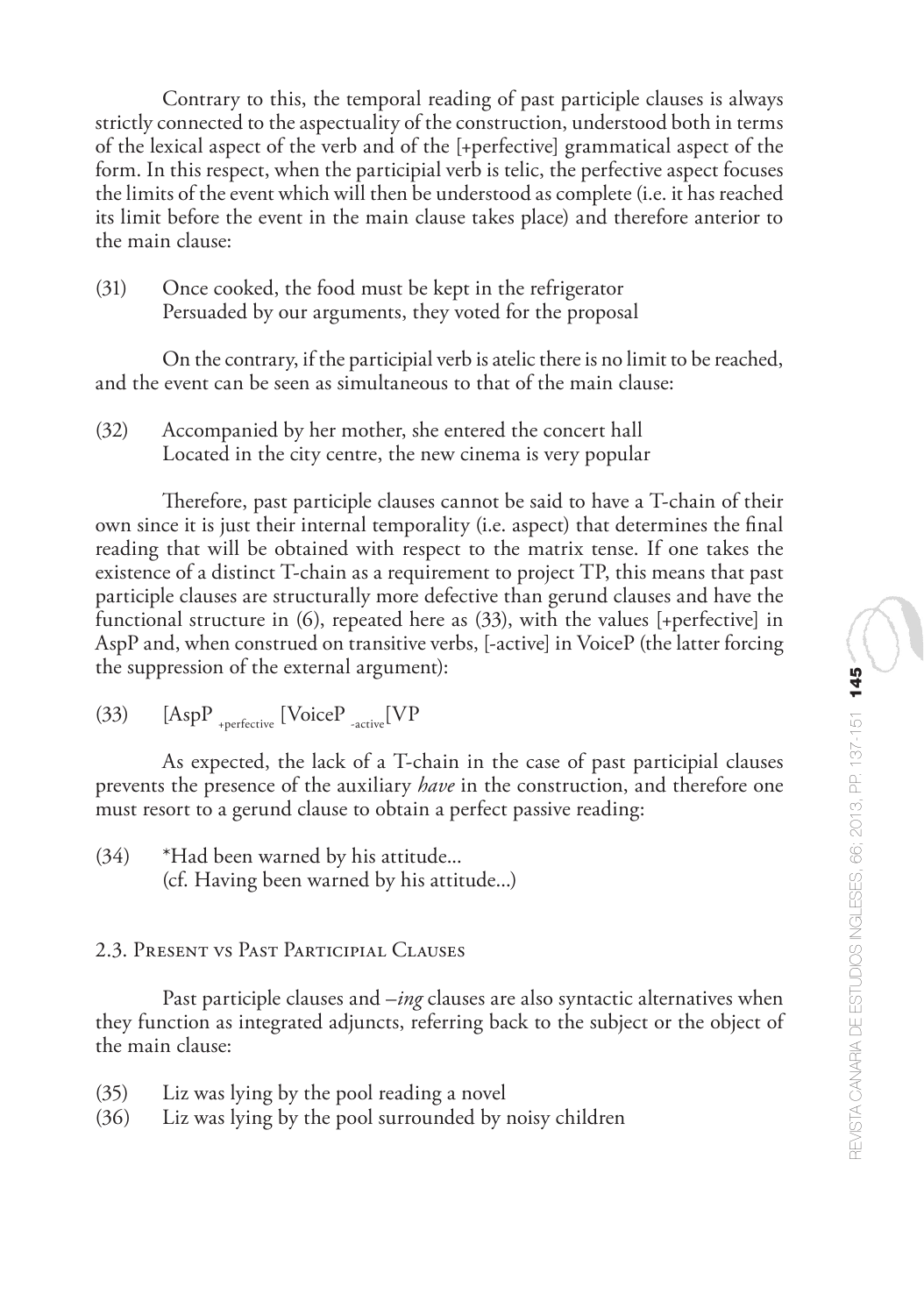Contrary to this, the temporal reading of past participle clauses is always strictly connected to the aspectuality of the construction, understood both in terms of the lexical aspect of the verb and of the [+perfective] grammatical aspect of the form. In this respect, when the participial verb is telic, the perfective aspect focuses the limits of the event which will then be understood as complete (i.e. it has reached its limit before the event in the main clause takes place) and therefore anterior to the main clause:

(31) Once cooked, the food must be kept in the refrigerator
Persuaded by our arguments, they voted for the proposal

On the contrary, if the participial verb is atelic there is no limit to be reached, and the event can be seen as simultaneous to that of the main clause:

(32) Accompanied by her mother, she entered the concert hall
Located in the city centre, the new cinema is very popular

Therefore, past participle clauses cannot be said to have a T-chain of their own since it is just their internal temporality (i.e. aspect) that determines the final reading that will be obtained with respect to the matrix tense. If one takes the existence of a distinct T-chain as a requirement to project TP, this means that past participle clauses are structurally more defective than gerund clauses and have the functional structure in (6), repeated here as (33), with the values [+perfective] in AspP and, when construed on transitive verbs, [-active] in VoiceP (the latter forcing the suppression of the external argument):

(33) $[\text{AspP}_{+perfective}\ [\text{VoiceP}_{-active}[\text{VP}$

As expected, the lack of a T-chain in the case of past participial clauses prevents the presence of the auxiliary *have* in the construction, and therefore one must resort to a gerund clause to obtain a perfect passive reading:

(34) *Had been warned by his attitude...
(cf. Having been warned by his attitude...)

## 2.3. Present vs Past Participial Clauses

Past participle clauses and *–ing* clauses are also syntactic alternatives when they function as integrated adjuncts, referring back to the subject or the object of the main clause:

(35) Liz was lying by the pool reading a novel
(36) Liz was lying by the pool surrounded by noisy children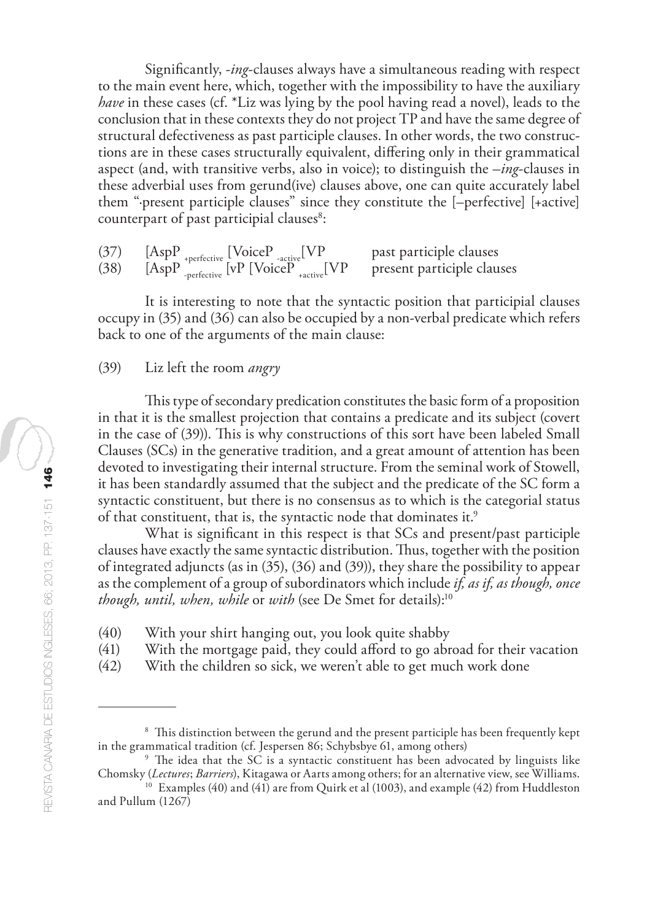Significantly, *-ing*-clauses always have a simultaneous reading with respect to the main event here, which, together with the impossibility to have the auxiliary *have* in these cases (cf. *Liz was lying by the pool having read a novel), leads to the conclusion that in these contexts they do not project TP and have the same degree of structural defectiveness as past participle clauses. In other words, the two constructions are in these cases structurally equivalent, differing only in their grammatical aspect (and, with transitive verbs, also in voice); to distinguish the *–ing*-clauses in these adverbial uses from gerund(ive) clauses above, one can quite accurately label them "·present participle clauses" since they constitute the [–perfective] [+active] counterpart of past participial clauses[8]:

(37) [AspP $_{\text{+perfective}}$ [VoiceP $_{\text{-active}}$[VP past participle clauses

(38) [AspP $_{\text{-perfective}}$ [vP [VoiceP $_{\text{+active}}$[VP present participle clauses

It is interesting to note that the syntactic position that participial clauses occupy in (35) and (36) can also be occupied by a non-verbal predicate which refers back to one of the arguments of the main clause:

(39) Liz left the room *angry*

This type of secondary predication constitutes the basic form of a proposition in that it is the smallest projection that contains a predicate and its subject (covert in the case of (39)). This is why constructions of this sort have been labeled Small Clauses (SCs) in the generative tradition, and a great amount of attention has been devoted to investigating their internal structure. From the seminal work of Stowell, it has been standardly assumed that the subject and the predicate of the SC form a syntactic constituent, but there is no consensus as to which is the categorial status of that constituent, that is, the syntactic node that dominates it.[9]

What is significant in this respect is that SCs and present/past participle clauses have exactly the same syntactic distribution. Thus, together with the position of integrated adjuncts (as in (35), (36) and (39)), they share the possibility to appear as the complement of a group of subordinators which include *if, as if, as though, once though, until, when, while* or *with* (see De Smet for details):[10]

(40) With your shirt hanging out, you look quite shabby

(41) With the mortgage paid, they could afford to go abroad for their vacation

(42) With the children so sick, we weren't able to get much work done

---

[8] This distinction between the gerund and the present participle has been frequently kept in the grammatical tradition (cf. Jespersen 86; Schybsbye 61, among others)

[9] The idea that the SC is a syntactic constituent has been advocated by linguists like Chomsky (*Lectures*; *Barriers*), Kitagawa or Aarts among others; for an alternative view, see Williams.

[10] Examples (40) and (41) are from Quirk et al (1003), and example (42) from Huddleston and Pullum (1267)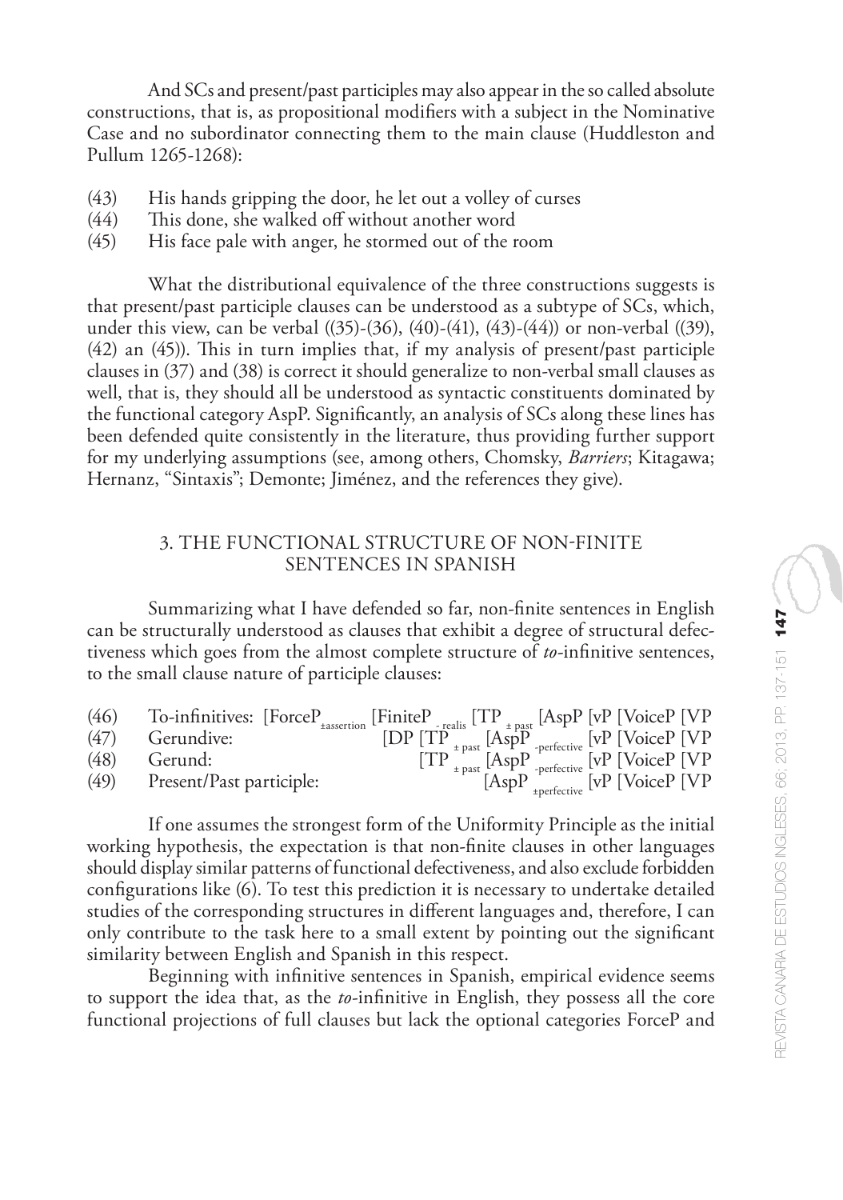And SCs and present/past participles may also appear in the so called absolute constructions, that is, as propositional modifiers with a subject in the Nominative Case and no subordinator connecting them to the main clause (Huddleston and Pullum 1265-1268):

(43) His hands gripping the door, he let out a volley of curses
(44) This done, she walked off without another word
(45) His face pale with anger, he stormed out of the room

What the distributional equivalence of the three constructions suggests is that present/past participle clauses can be understood as a subtype of SCs, which, under this view, can be verbal ((35)-(36), (40)-(41), (43)-(44)) or non-verbal ((39), (42) an (45)). This in turn implies that, if my analysis of present/past participle clauses in (37) and (38) is correct it should generalize to non-verbal small clauses as well, that is, they should all be understood as syntactic constituents dominated by the functional category AspP. Significantly, an analysis of SCs along these lines has been defended quite consistently in the literature, thus providing further support for my underlying assumptions (see, among others, Chomsky, *Barriers*; Kitagawa; Hernanz, "Sintaxis"; Demonte; Jiménez, and the references they give).

## 3. THE FUNCTIONAL STRUCTURE OF NON-FINITE SENTENCES IN SPANISH

Summarizing what I have defended so far, non-finite sentences in English can be structurally understood as clauses that exhibit a degree of structural defectiveness which goes from the almost complete structure of *to*-infinitive sentences, to the small clause nature of participle clauses:

(46) To-infinitives: [ForceP$_{\pm assertion}$ [FiniteP$_{-realis}$ [TP$_{\pm past}$ [AspP [vP [VoiceP [VP
(47) Gerundive: [DP [TP$_{\pm past}$ [AspP$_{-perfective}$ [vP [VoiceP [VP
(48) Gerund: [TP$_{\pm past}$ [AspP$_{-perfective}$ [vP [VoiceP [VP
(49) Present/Past participle: [AspP$_{\pm perfective}$ [vP [VoiceP [VP

If one assumes the strongest form of the Uniformity Principle as the initial working hypothesis, the expectation is that non-finite clauses in other languages should display similar patterns of functional defectiveness, and also exclude forbidden configurations like (6). To test this prediction it is necessary to undertake detailed studies of the corresponding structures in different languages and, therefore, I can only contribute to the task here to a small extent by pointing out the significant similarity between English and Spanish in this respect.

Beginning with infinitive sentences in Spanish, empirical evidence seems to support the idea that, as the *to*-infinitive in English, they possess all the core functional projections of full clauses but lack the optional categories ForceP and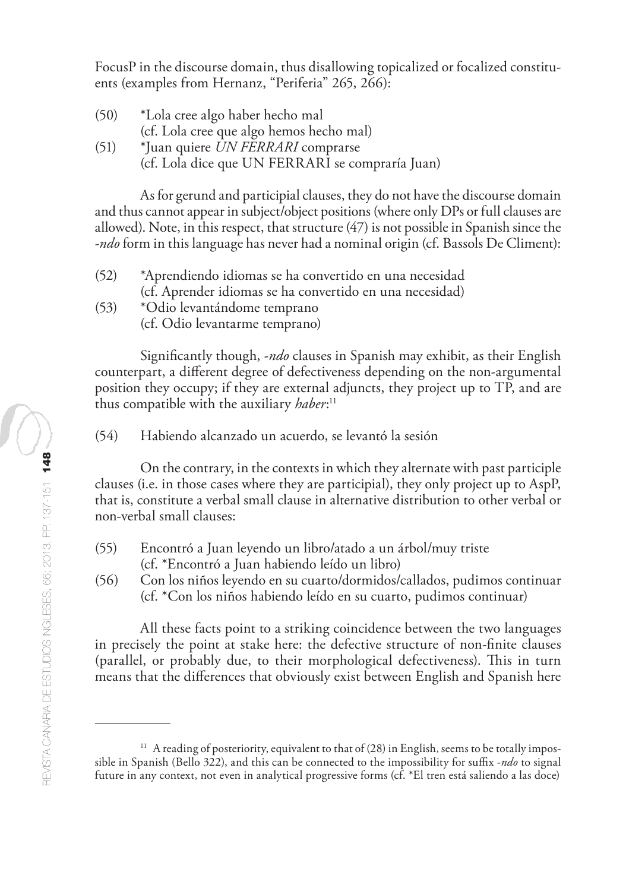FocusP in the discourse domain, thus disallowing topicalized or focalized constituents (examples from Hernanz, "Periferia" 265, 266):

(50) *Lola cree algo haber hecho mal
(cf. Lola cree que algo hemos hecho mal)

(51) *Juan quiere *UN FERRARI* comprarse
(cf. Lola dice que UN FERRARI se compraría Juan)

As for gerund and participial clauses, they do not have the discourse domain and thus cannot appear in subject/object positions (where only DPs or full clauses are allowed). Note, in this respect, that structure (47) is not possible in Spanish since the -*ndo* form in this language has never had a nominal origin (cf. Bassols De Climent):

(52) *Aprendiendo idiomas se ha convertido en una necesidad
(cf. Aprender idiomas se ha convertido en una necesidad)

(53) *Odio levantándome temprano
(cf. Odio levantarme temprano)

Significantly though, -*ndo* clauses in Spanish may exhibit, as their English counterpart, a different degree of defectiveness depending on the non-argumental position they occupy; if they are external adjuncts, they project up to TP, and are thus compatible with the auxiliary *haber*:[11]

(54) Habiendo alcanzado un acuerdo, se levantó la sesión

On the contrary, in the contexts in which they alternate with past participle clauses (i.e. in those cases where they are participial), they only project up to AspP, that is, constitute a verbal small clause in alternative distribution to other verbal or non-verbal small clauses:

(55) Encontró a Juan leyendo un libro/atado a un árbol/muy triste
(cf. *Encontró a Juan habiendo leído un libro)

(56) Con los niños leyendo en su cuarto/dormidos/callados, pudimos continuar
(cf. *Con los niños habiendo leído en su cuarto, pudimos continuar)

All these facts point to a striking coincidence between the two languages in precisely the point at stake here: the defective structure of non-finite clauses (parallel, or probably due, to their morphological defectiveness). This in turn means that the differences that obviously exist between English and Spanish here

---

[11] A reading of posteriority, equivalent to that of (28) in English, seems to be totally impossible in Spanish (Bello 322), and this can be connected to the impossibility for suffix -*ndo* to signal future in any context, not even in analytical progressive forms (cf. *El tren está saliendo a las doce)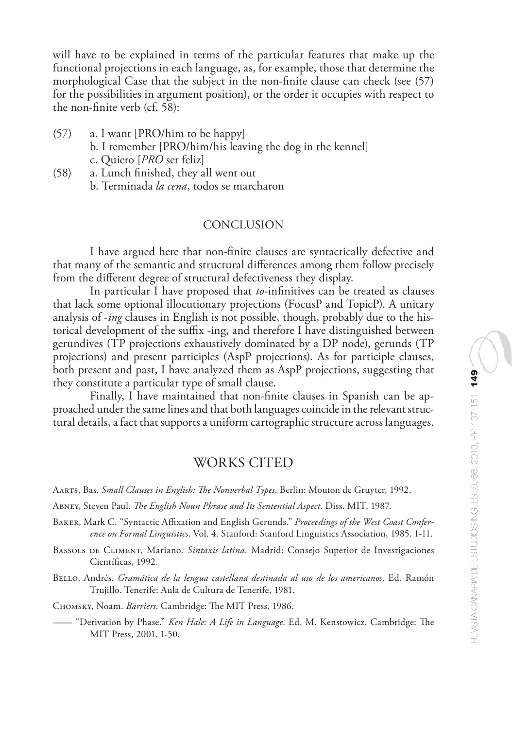will have to be explained in terms of the particular features that make up the functional projections in each language, as, for example, those that determine the morphological Case that the subject in the non-finite clause can check (see (57) for the possibilities in argument position), or the order it occupies with respect to the non-finite verb (cf. 58):

(57) a. I want [PRO/him to be happy]
b. I remember [PRO/him/his leaving the dog in the kennel]
c. Quiero [*PRO* ser feliz]

(58) a. Lunch finished, they all went out
b. Terminada *la cena*, todos se marcharon

## CONCLUSION

I have argued here that non-finite clauses are syntactically defective and that many of the semantic and structural differences among them follow precisely from the different degree of structural defectiveness they display.

In particular I have proposed that *to*-infinitives can be treated as clauses that lack some optional illocutionary projections (FocusP and TopicP). A unitary analysis of *-ing* clauses in English is not possible, though, probably due to the historical development of the suffix -ing, and therefore I have distinguished between gerundives (TP projections exhaustively dominated by a DP node), gerunds (TP projections) and present participles (AspP projections). As for participle clauses, both present and past, I have analyzed them as AspP projections, suggesting that they constitute a particular type of small clause.

Finally, I have maintained that non-finite clauses in Spanish can be approached under the same lines and that both languages coincide in the relevant structural details, a fact that supports a uniform cartographic structure across languages.

## WORKS CITED

Aarts, Bas. *Small Clauses in English: The Nonverbal Types*. Berlin: Mouton de Gruyter, 1992.

Abney, Steven Paul. *The English Noun Phrase and Its Sentential Aspect*. Diss. MIT, 1987.

Baker, Mark C. "Syntactic Affixation and English Gerunds." *Proceedings of the West Coast Conference on Formal Linguistics*. Vol. 4. Stanford: Stanford Linguistics Association, 1985. 1-11.

Bassols de Climent, Mariano. *Sintaxis latina*. Madrid: Consejo Superior de Investigaciones Científicas, 1992.

Bello, Andrés. *Gramática de la lengua castellana destinada al uso de los americanos*. Ed. Ramón Trujillo. Tenerife: Aula de Cultura de Tenerife, 1981.

Chomsky, Noam. *Barriers*. Cambridge: The MIT Press, 1986.

—— "Derivation by Phase." *Ken Hale: A Life in Language*. Ed. M. Kenstowicz. Cambridge: The MIT Press, 2001. 1-50.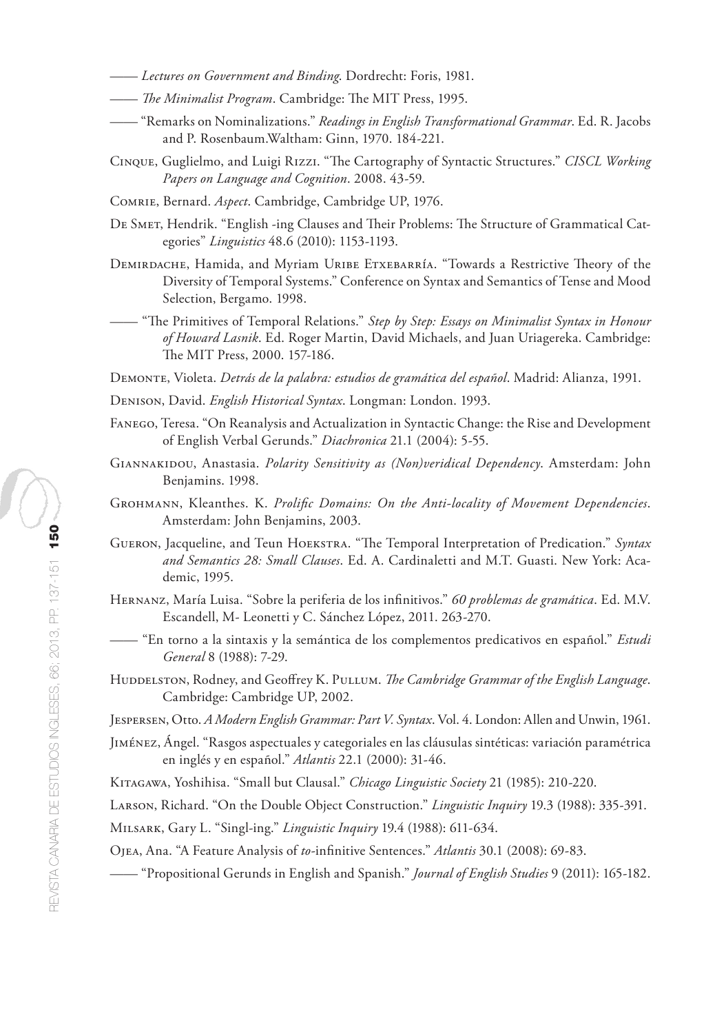—— *Lectures on Government and Binding*. Dordrecht: Foris, 1981.

—— *The Minimalist Program*. Cambridge: The MIT Press, 1995.

—— "Remarks on Nominalizations." *Readings in English Transformational Grammar*. Ed. R. Jacobs and P. Rosenbaum.Waltham: Ginn, 1970. 184-221.

Cinque, Guglielmo, and Luigi Rizzi. "The Cartography of Syntactic Structures." *CISCL Working Papers on Language and Cognition*. 2008. 43-59.

Comrie, Bernard. *Aspect*. Cambridge, Cambridge UP, 1976.

De Smet, Hendrik. "English -ing Clauses and Their Problems: The Structure of Grammatical Categories" *Linguistics* 48.6 (2010): 1153-1193.

Demirdache, Hamida, and Myriam Uribe Etxebarría. "Towards a Restrictive Theory of the Diversity of Temporal Systems." Conference on Syntax and Semantics of Tense and Mood Selection, Bergamo. 1998.

—— "The Primitives of Temporal Relations." *Step by Step: Essays on Minimalist Syntax in Honour of Howard Lasnik*. Ed. Roger Martin, David Michaels, and Juan Uriagereka. Cambridge: The MIT Press, 2000. 157-186.

Demonte, Violeta. *Detrás de la palabra: estudios de gramática del español*. Madrid: Alianza, 1991.

Denison, David. *English Historical Syntax*. Longman: London. 1993.

Fanego, Teresa. "On Reanalysis and Actualization in Syntactic Change: the Rise and Development of English Verbal Gerunds." *Diachronica* 21.1 (2004): 5-55.

Giannakidou, Anastasia. *Polarity Sensitivity as (Non)veridical Dependency*. Amsterdam: John Benjamins. 1998.

Grohmann, Kleanthes. K. *Prolific Domains: On the Anti-locality of Movement Dependencies*. Amsterdam: John Benjamins, 2003.

Gueron, Jacqueline, and Teun Hoekstra. "The Temporal Interpretation of Predication." *Syntax and Semantics 28: Small Clauses*. Ed. A. Cardinaletti and M.T. Guasti. New York: Academic, 1995.

Hernanz, María Luisa. "Sobre la periferia de los infinitivos." *60 problemas de gramática*. Ed. M.V. Escandell, M- Leonetti y C. Sánchez López, 2011. 263-270.

—— "En torno a la sintaxis y la semántica de los complementos predicativos en español." *Estudi General* 8 (1988): 7-29.

Huddelston, Rodney, and Geoffrey K. Pullum. *The Cambridge Grammar of the English Language*. Cambridge: Cambridge UP, 2002.

Jespersen, Otto. *A Modern English Grammar: Part V. Syntax*. Vol. 4. London: Allen and Unwin, 1961.

Jiménez, Ángel. "Rasgos aspectuales y categoriales en las cláusulas sintéticas: variación paramétrica en inglés y en español." *Atlantis* 22.1 (2000): 31-46.

Kitagawa, Yoshihisa. "Small but Clausal." *Chicago Linguistic Society* 21 (1985): 210-220.

Larson, Richard. "On the Double Object Construction." *Linguistic Inquiry* 19.3 (1988): 335-391.

Milsark, Gary L. "Singl-ing." *Linguistic Inquiry* 19.4 (1988): 611-634.

Ojea, Ana. "A Feature Analysis of *to*-infinitive Sentences." *Atlantis* 30.1 (2008): 69-83.

—— "Propositional Gerunds in English and Spanish." *Journal of English Studies* 9 (2011): 165-182.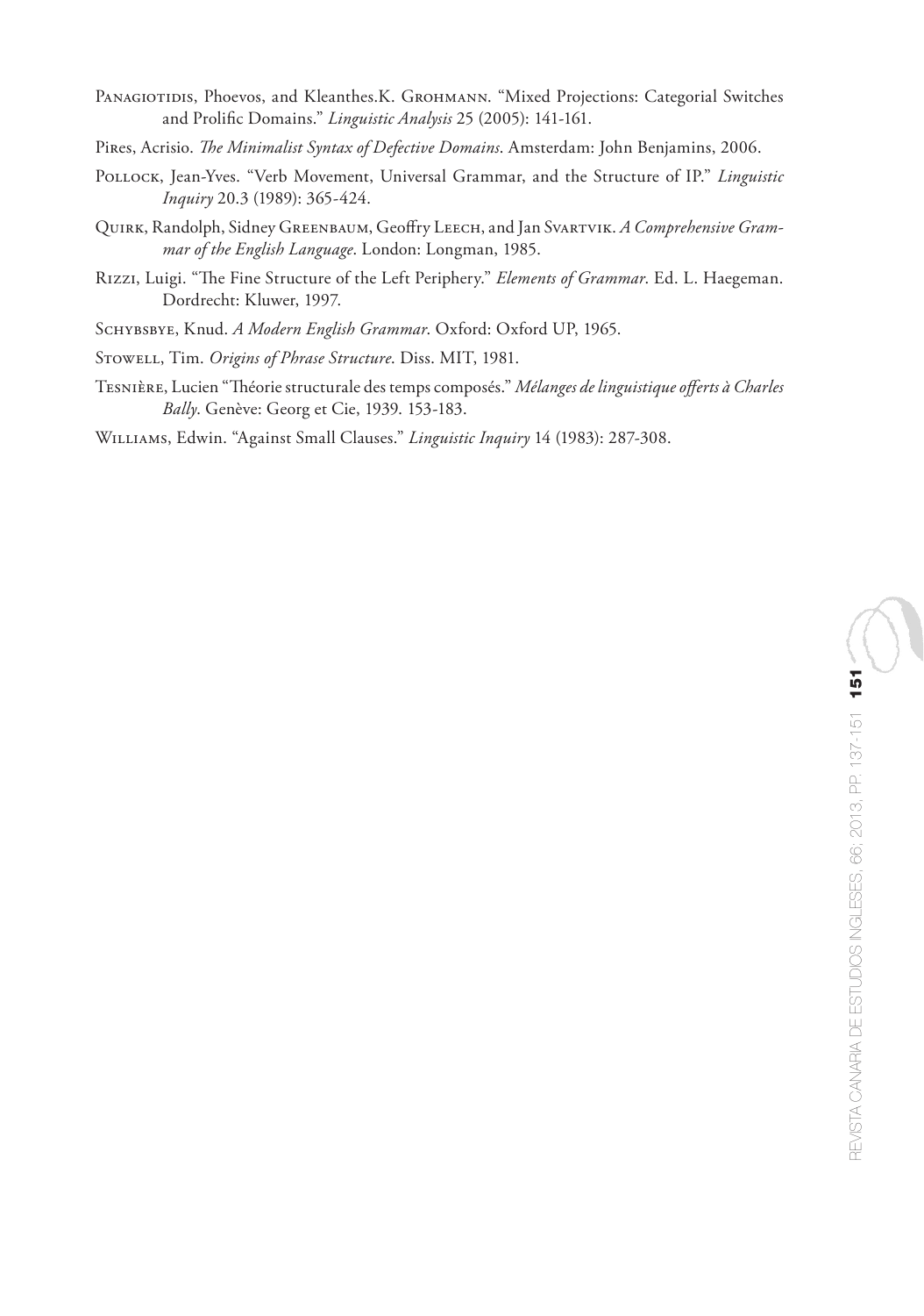Panagiotidis, Phoevos, and Kleanthes.K. Grohmann. "Mixed Projections: Categorial Switches and Prolific Domains." *Linguistic Analysis* 25 (2005): 141-161.

Pires, Acrisio. *The Minimalist Syntax of Defective Domains*. Amsterdam: John Benjamins, 2006.

Pollock, Jean-Yves. "Verb Movement, Universal Grammar, and the Structure of IP." *Linguistic Inquiry* 20.3 (1989): 365-424.

Quirk, Randolph, Sidney Greenbaum, Geoffry Leech, and Jan Svartvik. *A Comprehensive Grammar of the English Language*. London: Longman, 1985.

Rizzi, Luigi. "The Fine Structure of the Left Periphery." *Elements of Grammar*. Ed. L. Haegeman. Dordrecht: Kluwer, 1997.

Schybsbye, Knud. *A Modern English Grammar*. Oxford: Oxford UP, 1965.

Stowell, Tim. *Origins of Phrase Structure*. Diss. MIT, 1981.

Tesnière, Lucien "Théorie structurale des temps composés." *Mélanges de linguistique offerts à Charles Bally*. Genève: Georg et Cie, 1939. 153-183.

Williams, Edwin. "Against Small Clauses." *Linguistic Inquiry* 14 (1983): 287-308.